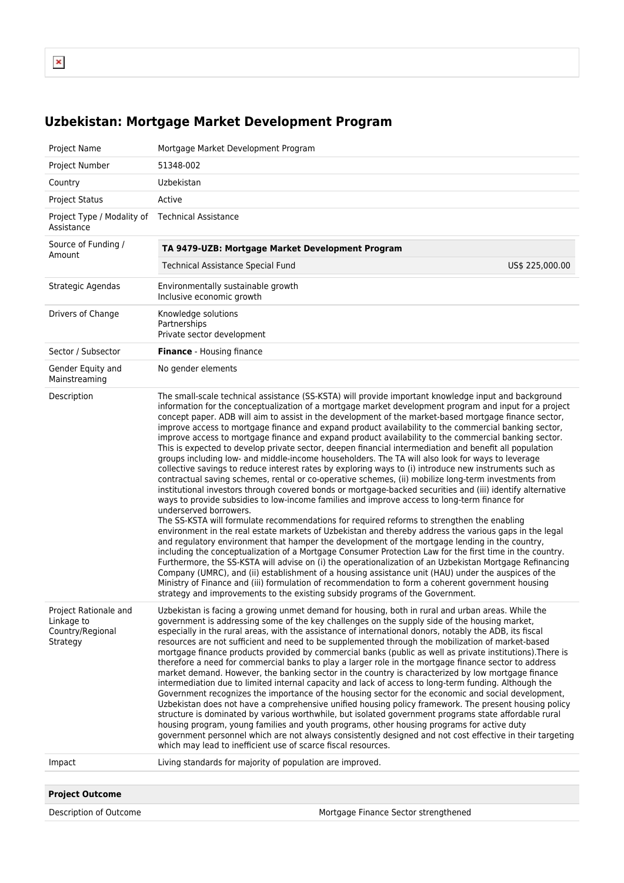# Uzbekistan: Mortgage Market Development Program

| | |
|---|---|
| Project Name | Mortgage Market Development Program |
| Project Number | 51348-002 |
| Country | Uzbekistan |
| Project Status | Active |
| Project Type / Modality of Assistance | Technical Assistance |
| Source of Funding / Amount | **TA 9479-UZB: Mortgage Market Development Program**<br>Technical Assistance Special Fund US$ 225,000.00 |
| Strategic Agendas | Environmentally sustainable growth<br>Inclusive economic growth |
| Drivers of Change | Knowledge solutions<br>Partnerships<br>Private sector development |
| Sector / Subsector | **Finance** - Housing finance |
| Gender Equity and Mainstreaming | No gender elements |
| Description | The small-scale technical assistance (SS-KSTA) will provide important knowledge input and background information for the conceptualization of a mortgage market development program and input for a project concept paper. ADB will aim to assist in the development of the market-based mortgage finance sector, improve access to mortgage finance and expand product availability to the commercial banking sector, improve access to mortgage finance and expand product availability to the commercial banking sector. This is expected to develop private sector, deepen financial intermediation and benefit all population groups including low- and middle-income householders. The TA will also look for ways to leverage collective savings to reduce interest rates by exploring ways to (i) introduce new instruments such as contractual saving schemes, rental or co-operative schemes, (ii) mobilize long-term investments from institutional investors through covered bonds or mortgage-backed securities and (iii) identify alternative ways to provide subsidies to low-income families and improve access to long-term finance for underserved borrowers.<br>The SS-KSTA will formulate recommendations for required reforms to strengthen the enabling environment in the real estate markets of Uzbekistan and thereby address the various gaps in the legal and regulatory environment that hamper the development of the mortgage lending in the country, including the conceptualization of a Mortgage Consumer Protection Law for the first time in the country. Furthermore, the SS-KSTA will advise on (i) the operationalization of an Uzbekistan Mortgage Refinancing Company (UMRC), and (ii) establishment of a housing assistance unit (HAU) under the auspices of the Ministry of Finance and (iii) formulation of recommendation to form a coherent government housing strategy and improvements to the existing subsidy programs of the Government. |
| Project Rationale and Linkage to Country/Regional Strategy | Uzbekistan is facing a growing unmet demand for housing, both in rural and urban areas. While the government is addressing some of the key challenges on the supply side of the housing market, especially in the rural areas, with the assistance of international donors, notably the ADB, its fiscal resources are not sufficient and need to be supplemented through the mobilization of market-based mortgage finance products provided by commercial banks (public as well as private institutions).There is therefore a need for commercial banks to play a larger role in the mortgage finance sector to address market demand. However, the banking sector in the country is characterized by low mortgage finance intermediation due to limited internal capacity and lack of access to long-term funding. Although the Government recognizes the importance of the housing sector for the economic and social development, Uzbekistan does not have a comprehensive unified housing policy framework. The present housing policy structure is dominated by various worthwhile, but isolated government programs state affordable rural housing program, young families and youth programs, other housing programs for active duty government personnel which are not always consistently designed and not cost effective in their targeting which may lead to inefficient use of scarce fiscal resources. |
| Impact | Living standards for majority of population are improved. |

| **Project Outcome** | |
|---|---|
| Description of Outcome | Mortgage Finance Sector strengthened |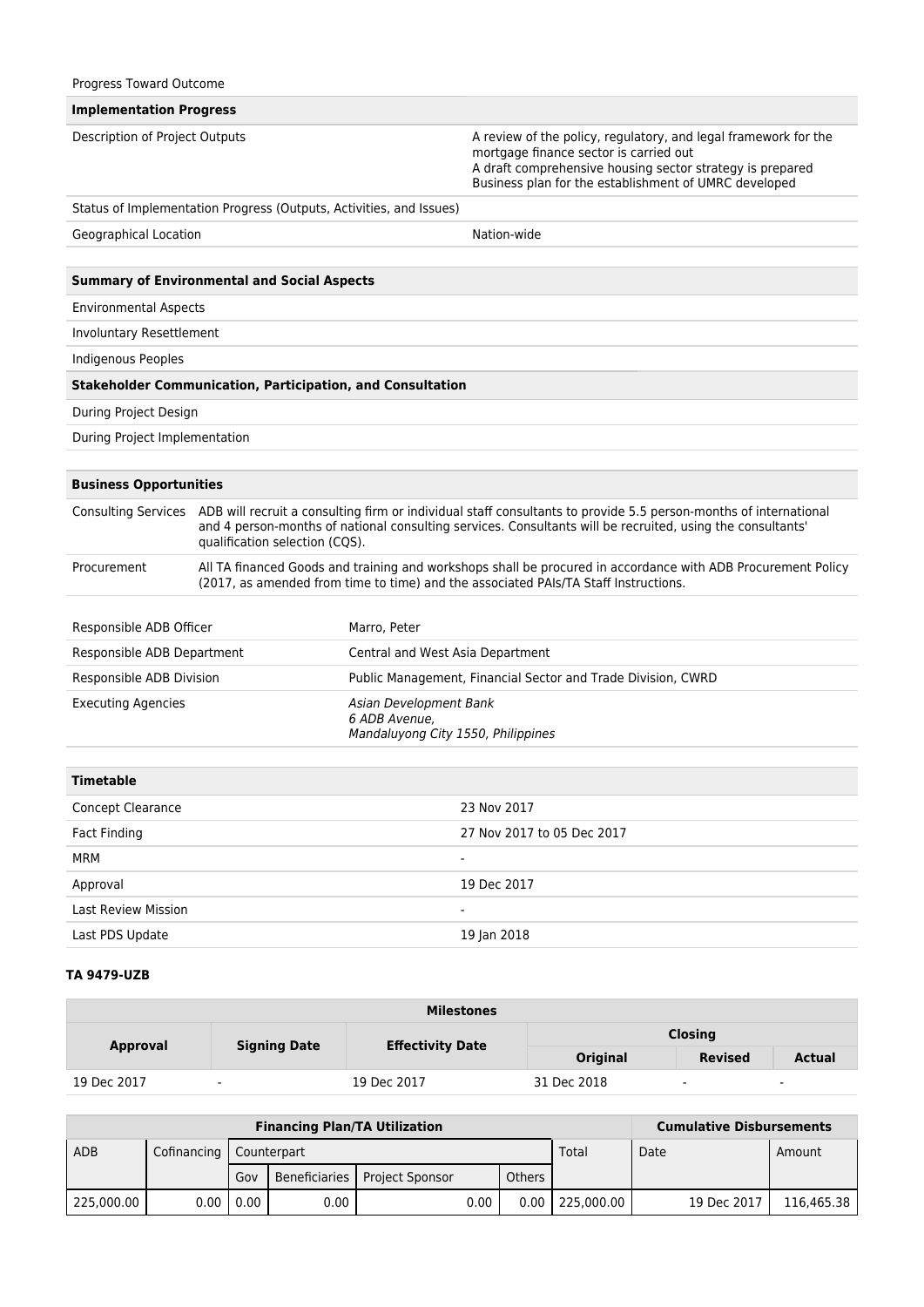| Progress Toward Outcome | |
|---|---|
| **Implementation Progress** | |
| Description of Project Outputs | A review of the policy, regulatory, and legal framework for the mortgage finance sector is carried out<br>A draft comprehensive housing sector strategy is prepared<br>Business plan for the establishment of UMRC developed |
| Status of Implementation Progress (Outputs, Activities, and Issues) | |
| Geographical Location | Nation-wide |

| **Summary of Environmental and Social Aspects** | |
|---|---|
| Environmental Aspects | |
| Involuntary Resettlement | |
| Indigenous Peoples | |
| **Stakeholder Communication, Participation, and Consultation** | |
| During Project Design | |
| During Project Implementation | |

| **Business Opportunities** | |
|---|---|
| Consulting Services | ADB will recruit a consulting firm or individual staff consultants to provide 5.5 person-months of international and 4 person-months of national consulting services. Consultants will be recruited, using the consultants' qualification selection (CQS). |
| Procurement | All TA financed Goods and training and workshops shall be procured in accordance with ADB Procurement Policy (2017, as amended from time to time) and the associated PAIs/TA Staff Instructions. |

| | |
|---|---|
| Responsible ADB Officer | Marro, Peter |
| Responsible ADB Department | Central and West Asia Department |
| Responsible ADB Division | Public Management, Financial Sector and Trade Division, CWRD |
| Executing Agencies | *Asian Development Bank*<br>*6 ADB Avenue,*<br>*Mandaluyong City 1550, Philippines* |

| **Timetable** | |
|---|---|
| Concept Clearance | 23 Nov 2017 |
| Fact Finding | 27 Nov 2017 to 05 Dec 2017 |
| MRM | - |
| Approval | 19 Dec 2017 |
| Last Review Mission | - |
| Last PDS Update | 19 Jan 2018 |

**TA 9479-UZB**

| **Milestones** | | | | | |
|---|---|---|---|---|---|
| **Approval** | **Signing Date** | **Effectivity Date** | **Closing** | | |
| | | | **Original** | **Revised** | **Actual** |
| 19 Dec 2017 | - | 19 Dec 2017 | 31 Dec 2018 | - | - |

| **Financing Plan/TA Utilization** | | | | | | | **Cumulative Disbursements** | |
|---|---|---|---|---|---|---|---|---|
| ADB | Cofinancing | Counterpart | | | | Total | Date | Amount |
| | | Gov | Beneficiaries | Project Sponsor | Others | | | |
| 225,000.00 | 0.00 | 0.00 | 0.00 | 0.00 | 0.00 | 225,000.00 | 19 Dec 2017 | 116,465.38 |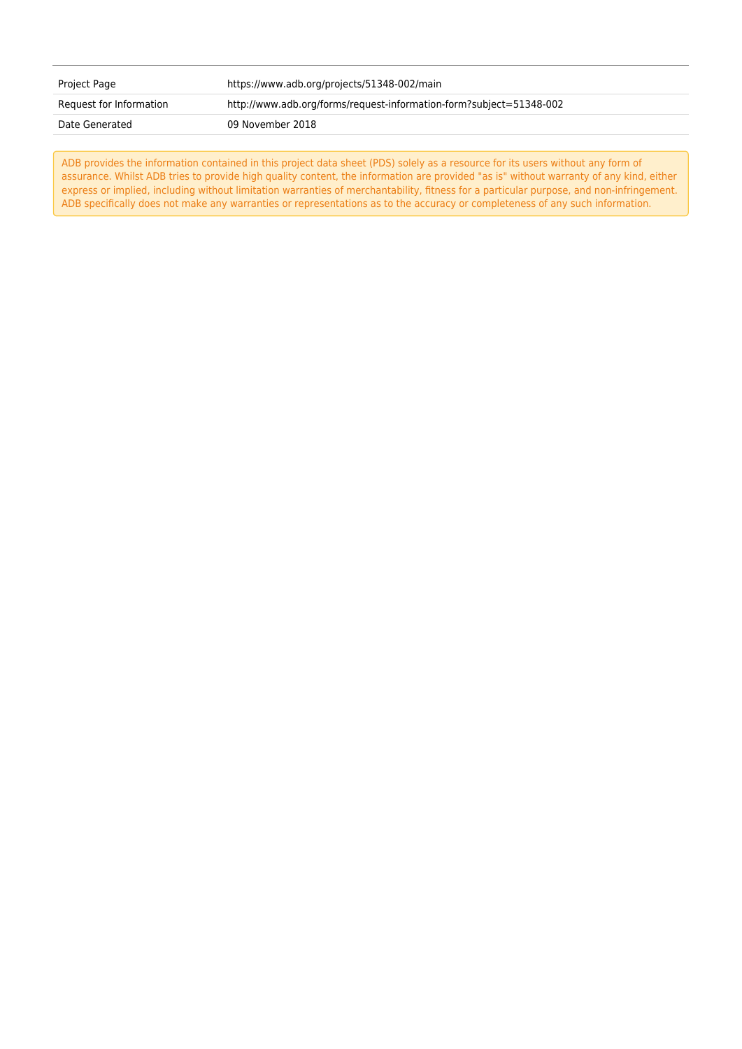| | |
|---|---|
| Project Page | https://www.adb.org/projects/51348-002/main |
| Request for Information | http://www.adb.org/forms/request-information-form?subject=51348-002 |
| Date Generated | 09 November 2018 |

ADB provides the information contained in this project data sheet (PDS) solely as a resource for its users without any form of assurance. Whilst ADB tries to provide high quality content, the information are provided "as is" without warranty of any kind, either express or implied, including without limitation warranties of merchantability, fitness for a particular purpose, and non-infringement. ADB specifically does not make any warranties or representations as to the accuracy or completeness of any such information.